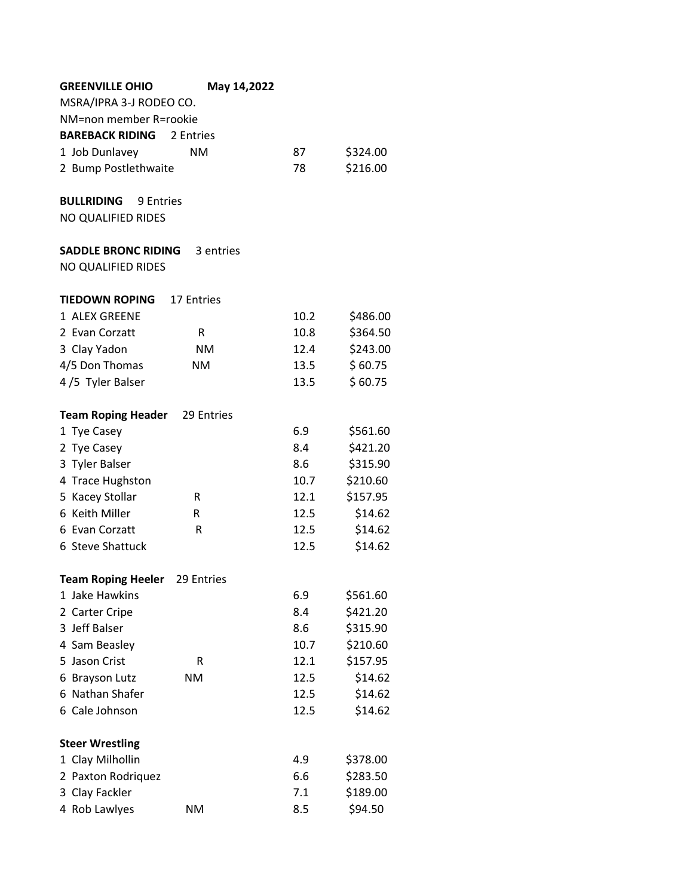**GREENVILLE OHIO** **May 14,2022**

MSRA/IPRA 3-J RODEO CO.

NM=non member R=rookie

**BAREBACK RIDING** 2 Entries

| Place | Name | Status | Score | Payout |
|---|---|---|---|---|
| 1 | Job Dunlavey | NM | 87 | $324.00 |
| 2 | Bump Postlethwaite | | 78 | $216.00 |

**BULLRIDING** 9 Entries

NO QUALIFIED RIDES

**SADDLE BRONC RIDING** 3 entries

NO QUALIFIED RIDES

**TIEDOWN ROPING** 17 Entries

| Place | Name | Status | Time | Payout |
|---|---|---|---|---|
| 1 | ALEX GREENE | | 10.2 | $486.00 |
| 2 | Evan Corzatt | R | 10.8 | $364.50 |
| 3 | Clay Yadon | NM | 12.4 | $243.00 |
| 4/5 | Don Thomas | NM | 13.5 | $ 60.75 |
| 4 /5 | Tyler Balser | | 13.5 | $ 60.75 |

**Team Roping Header** 29 Entries

| Place | Name | Status | Time | Payout |
|---|---|---|---|---|
| 1 | Tye Casey | | 6.9 | $561.60 |
| 2 | Tye Casey | | 8.4 | $421.20 |
| 3 | Tyler Balser | | 8.6 | $315.90 |
| 4 | Trace Hughston | | 10.7 | $210.60 |
| 5 | Kacey Stollar | R | 12.1 | $157.95 |
| 6 | Keith Miller | R | 12.5 | $14.62 |
| 6 | Evan Corzatt | R | 12.5 | $14.62 |
| 6 | Steve Shattuck | | 12.5 | $14.62 |

**Team Roping Heeler** 29 Entries

| Place | Name | Status | Time | Payout |
|---|---|---|---|---|
| 1 | Jake Hawkins | | 6.9 | $561.60 |
| 2 | Carter Cripe | | 8.4 | $421.20 |
| 3 | Jeff Balser | | 8.6 | $315.90 |
| 4 | Sam Beasley | | 10.7 | $210.60 |
| 5 | Jason Crist | R | 12.1 | $157.95 |
| 6 | Brayson Lutz | NM | 12.5 | $14.62 |
| 6 | Nathan Shafer | | 12.5 | $14.62 |
| 6 | Cale Johnson | | 12.5 | $14.62 |

**Steer Wrestling**

| Place | Name | Status | Time | Payout |
|---|---|---|---|---|
| 1 | Clay Milhollin | | 4.9 | $378.00 |
| 2 | Paxton Rodriquez | | 6.6 | $283.50 |
| 3 | Clay Fackler | | 7.1 | $189.00 |
| 4 | Rob Lawlyes | NM | 8.5 | $94.50 |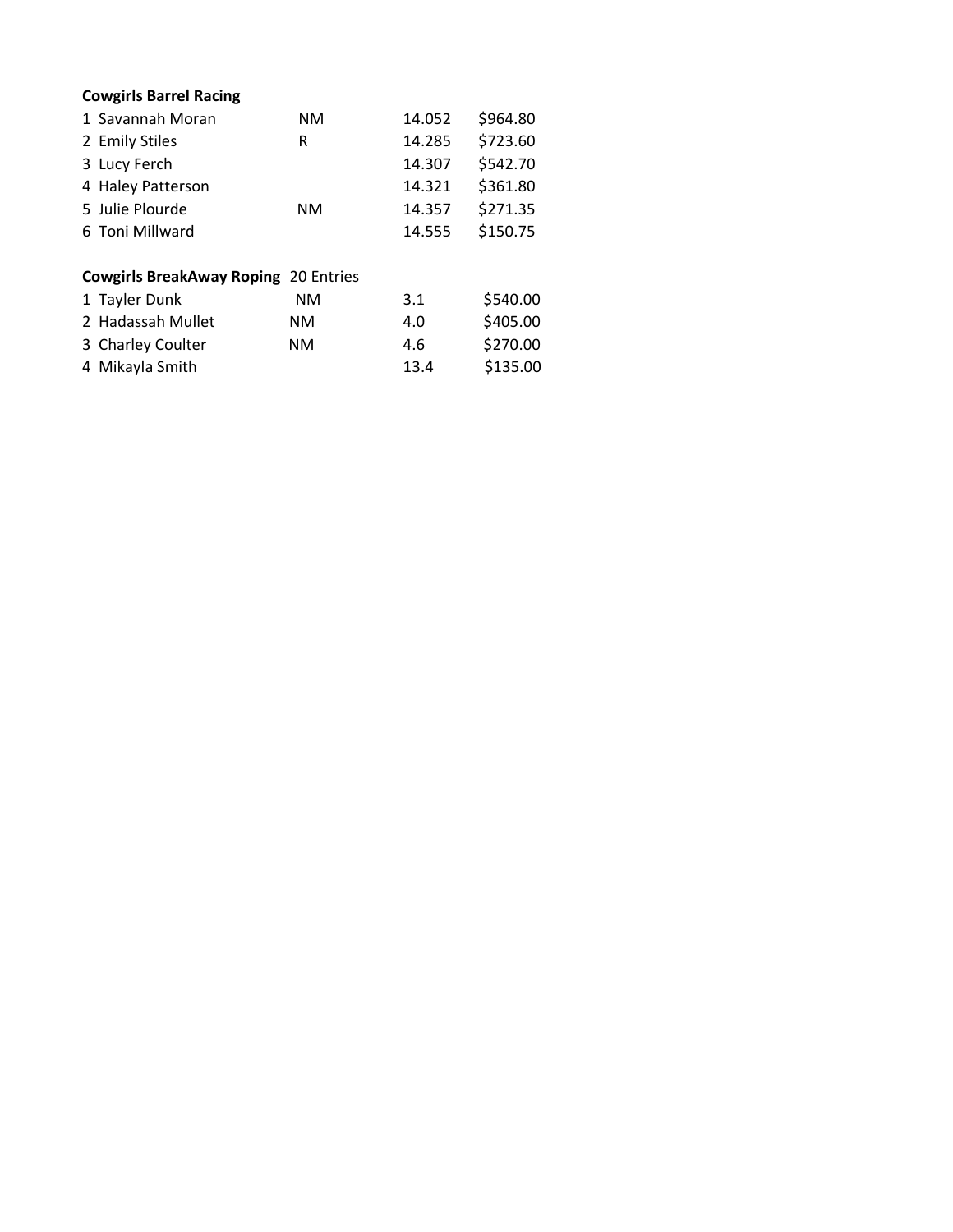**Cowgirls Barrel Racing**

| | | | | |
|---|---|---|---|---|
| 1 | Savannah Moran | NM | 14.052 | $964.80 |
| 2 | Emily Stiles | R | 14.285 | $723.60 |
| 3 | Lucy Ferch | | 14.307 | $542.70 |
| 4 | Haley Patterson | | 14.321 | $361.80 |
| 5 | Julie Plourde | NM | 14.357 | $271.35 |
| 6 | Toni Millward | | 14.555 | $150.75 |

**Cowgirls BreakAway Roping** 20 Entries

| | | | | |
|---|---|---|---|---|
| 1 | Tayler Dunk | NM | 3.1 | $540.00 |
| 2 | Hadassah Mullet | NM | 4.0 | $405.00 |
| 3 | Charley Coulter | NM | 4.6 | $270.00 |
| 4 | Mikayla Smith | | 13.4 | $135.00 |